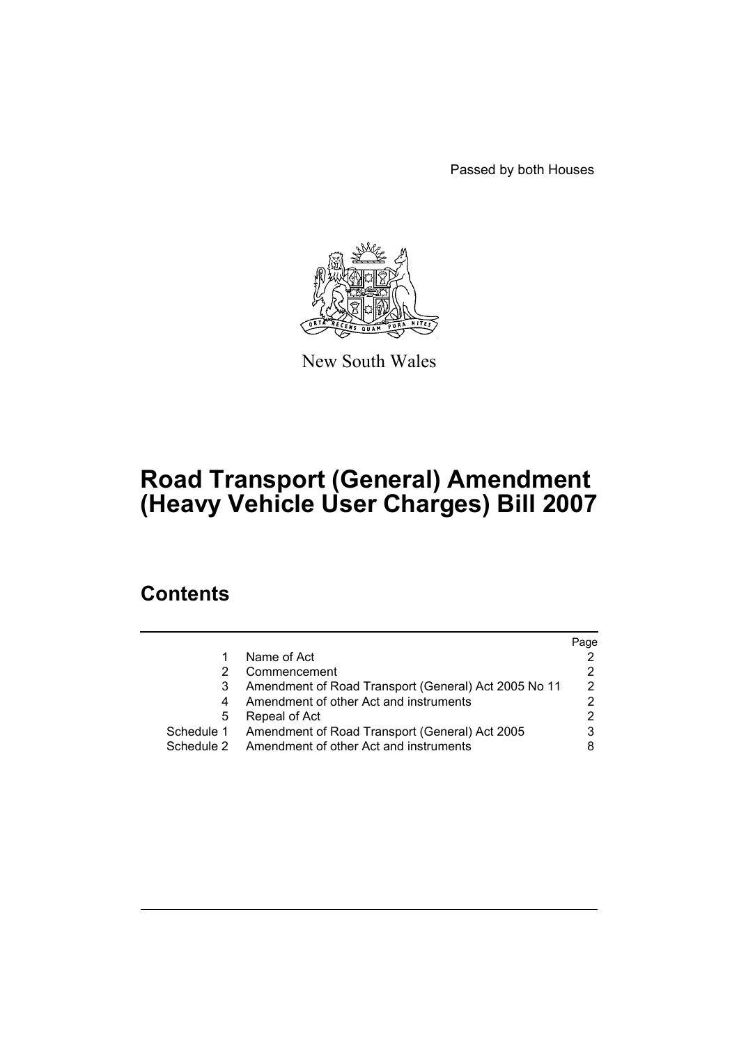Passed by both Houses

New South Wales

# Road Transport (General) Amendment (Heavy Vehicle User Charges) Bill 2007

## Contents

| | | Page |
|---|---|---|
| 1 | Name of Act | 2 |
| 2 | Commencement | 2 |
| 3 | Amendment of Road Transport (General) Act 2005 No 11 | 2 |
| 4 | Amendment of other Act and instruments | 2 |
| 5 | Repeal of Act | 2 |
| Schedule 1 | Amendment of Road Transport (General) Act 2005 | 3 |
| Schedule 2 | Amendment of other Act and instruments | 8 |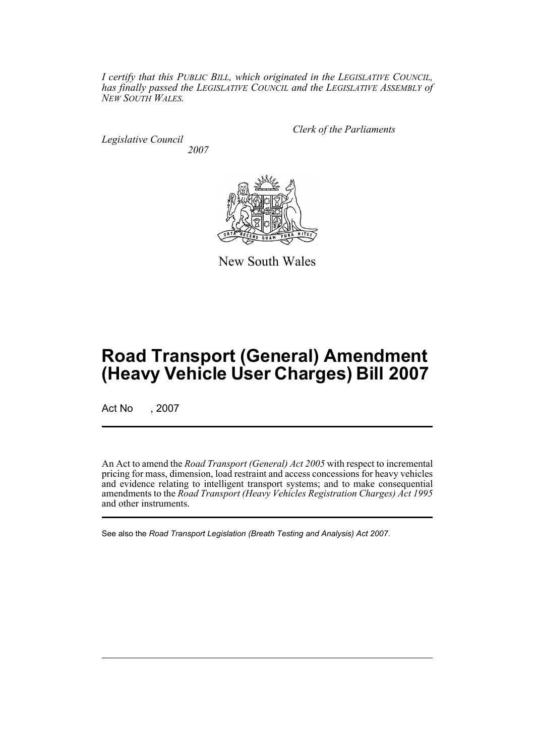*I certify that this PUBLIC BILL, which originated in the LEGISLATIVE COUNCIL, has finally passed the LEGISLATIVE COUNCIL and the LEGISLATIVE ASSEMBLY of NEW SOUTH WALES.*

*Clerk of the Parliaments*

*Legislative Council*
*2007*

New South Wales

# Road Transport (General) Amendment (Heavy Vehicle User Charges) Bill 2007

Act No , 2007

An Act to amend the *Road Transport (General) Act 2005* with respect to incremental pricing for mass, dimension, load restraint and access concessions for heavy vehicles and evidence relating to intelligent transport systems; and to make consequential amendments to the *Road Transport (Heavy Vehicles Registration Charges) Act 1995* and other instruments.

See also the *Road Transport Legislation (Breath Testing and Analysis) Act 2007*.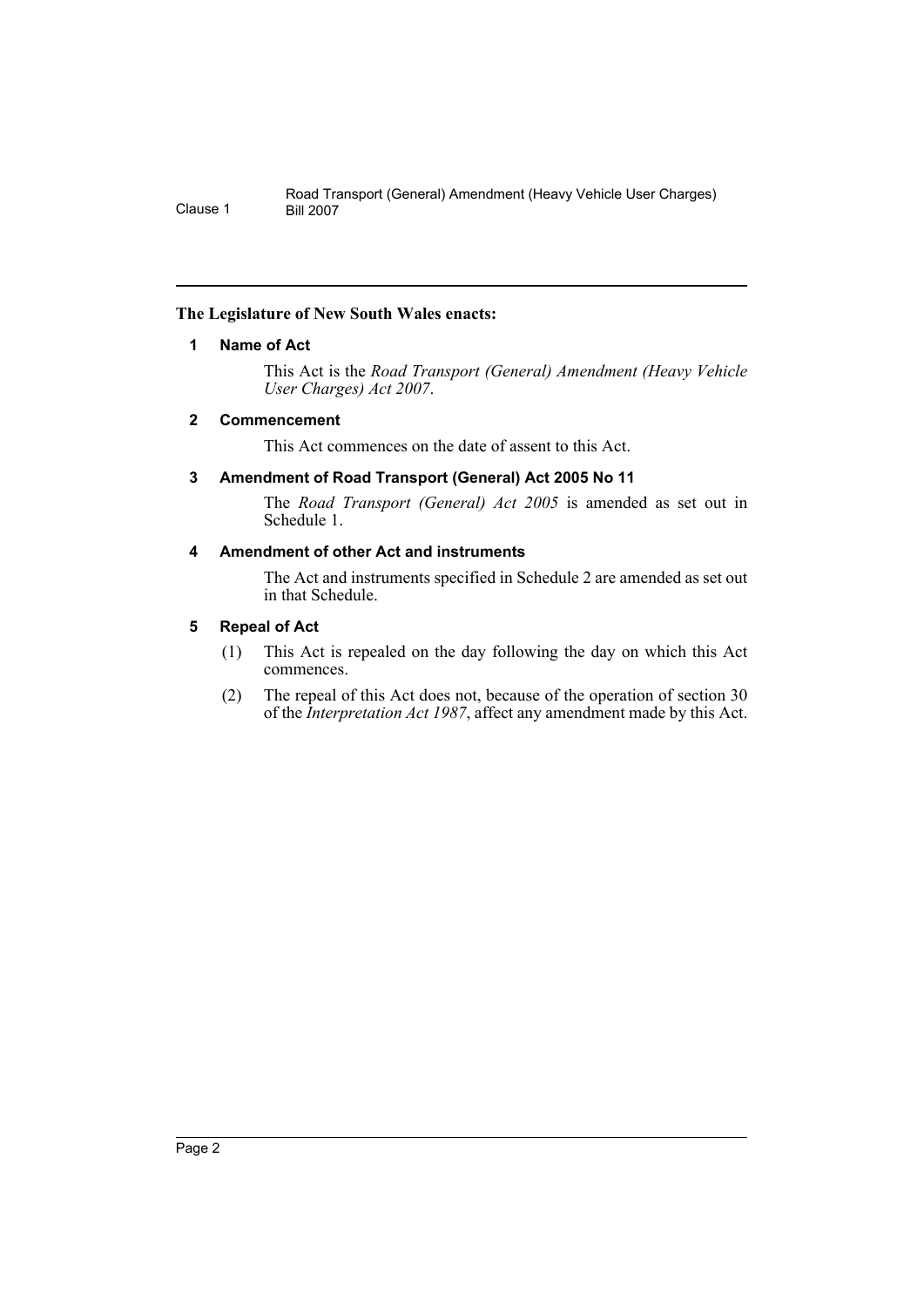**The Legislature of New South Wales enacts:**

### 1 Name of Act

This Act is the *Road Transport (General) Amendment (Heavy Vehicle User Charges) Act 2007*.

### 2 Commencement

This Act commences on the date of assent to this Act.

### 3 Amendment of Road Transport (General) Act 2005 No 11

The *Road Transport (General) Act 2005* is amended as set out in Schedule 1.

### 4 Amendment of other Act and instruments

The Act and instruments specified in Schedule 2 are amended as set out in that Schedule.

### 5 Repeal of Act

(1) This Act is repealed on the day following the day on which this Act commences.

(2) The repeal of this Act does not, because of the operation of section 30 of the *Interpretation Act 1987*, affect any amendment made by this Act.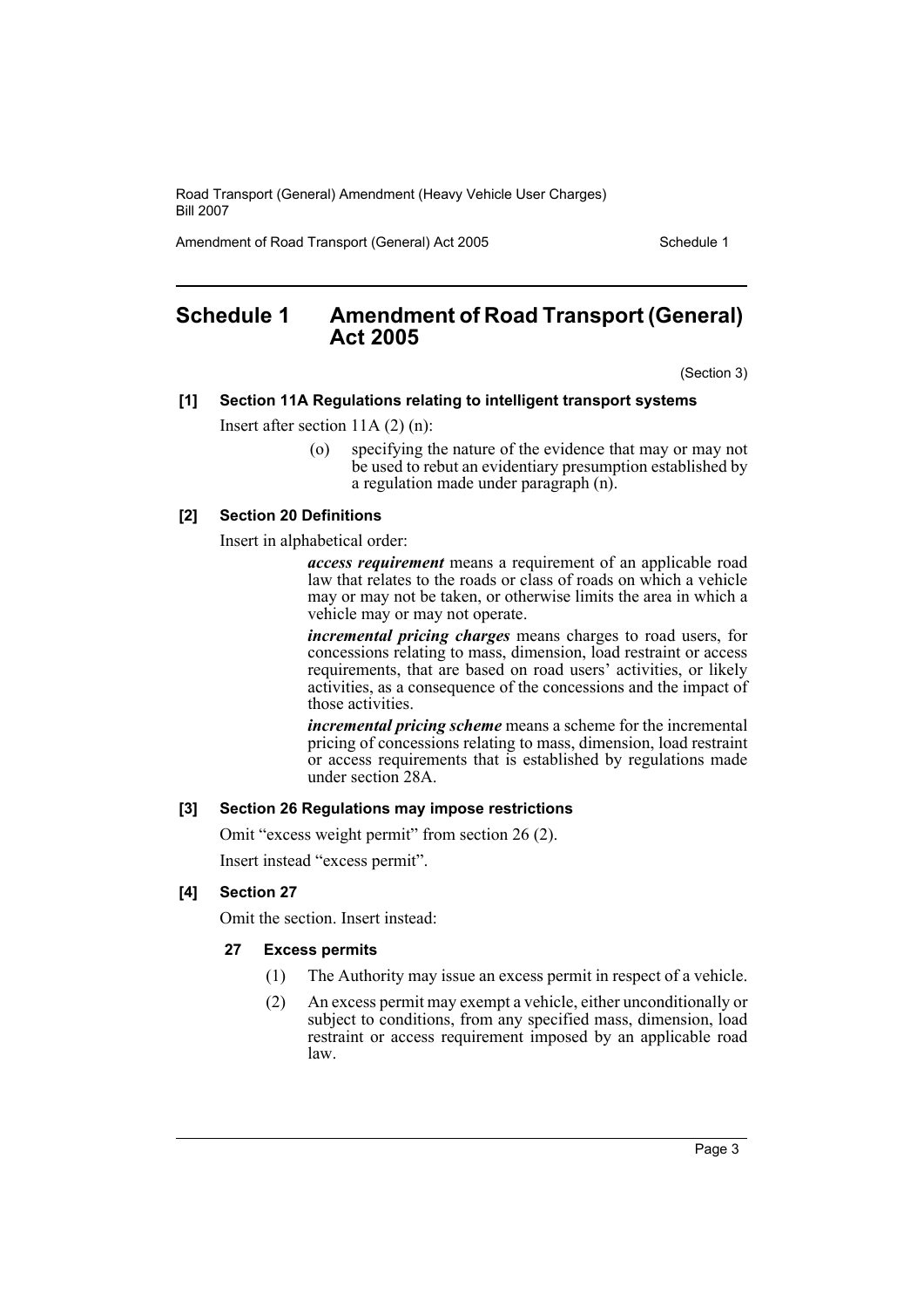# Schedule 1 Amendment of Road Transport (General) Act 2005

(Section 3)

**[1] Section 11A Regulations relating to intelligent transport systems**

Insert after section 11A (2) (n):

> (o) specifying the nature of the evidence that may or may not be used to rebut an evidentiary presumption established by a regulation made under paragraph (n).

**[2] Section 20 Definitions**

Insert in alphabetical order:

> ***access requirement*** means a requirement of an applicable road law that relates to the roads or class of roads on which a vehicle may or may not be taken, or otherwise limits the area in which a vehicle may or may not operate.
>
> ***incremental pricing charges*** means charges to road users, for concessions relating to mass, dimension, load restraint or access requirements, that are based on road users' activities, or likely activities, as a consequence of the concessions and the impact of those activities.
>
> ***incremental pricing scheme*** means a scheme for the incremental pricing of concessions relating to mass, dimension, load restraint or access requirements that is established by regulations made under section 28A.

**[3] Section 26 Regulations may impose restrictions**

Omit "excess weight permit" from section 26 (2).

Insert instead "excess permit".

**[4] Section 27**

Omit the section. Insert instead:

**27 Excess permits**

(1) The Authority may issue an excess permit in respect of a vehicle.

(2) An excess permit may exempt a vehicle, either unconditionally or subject to conditions, from any specified mass, dimension, load restraint or access requirement imposed by an applicable road law.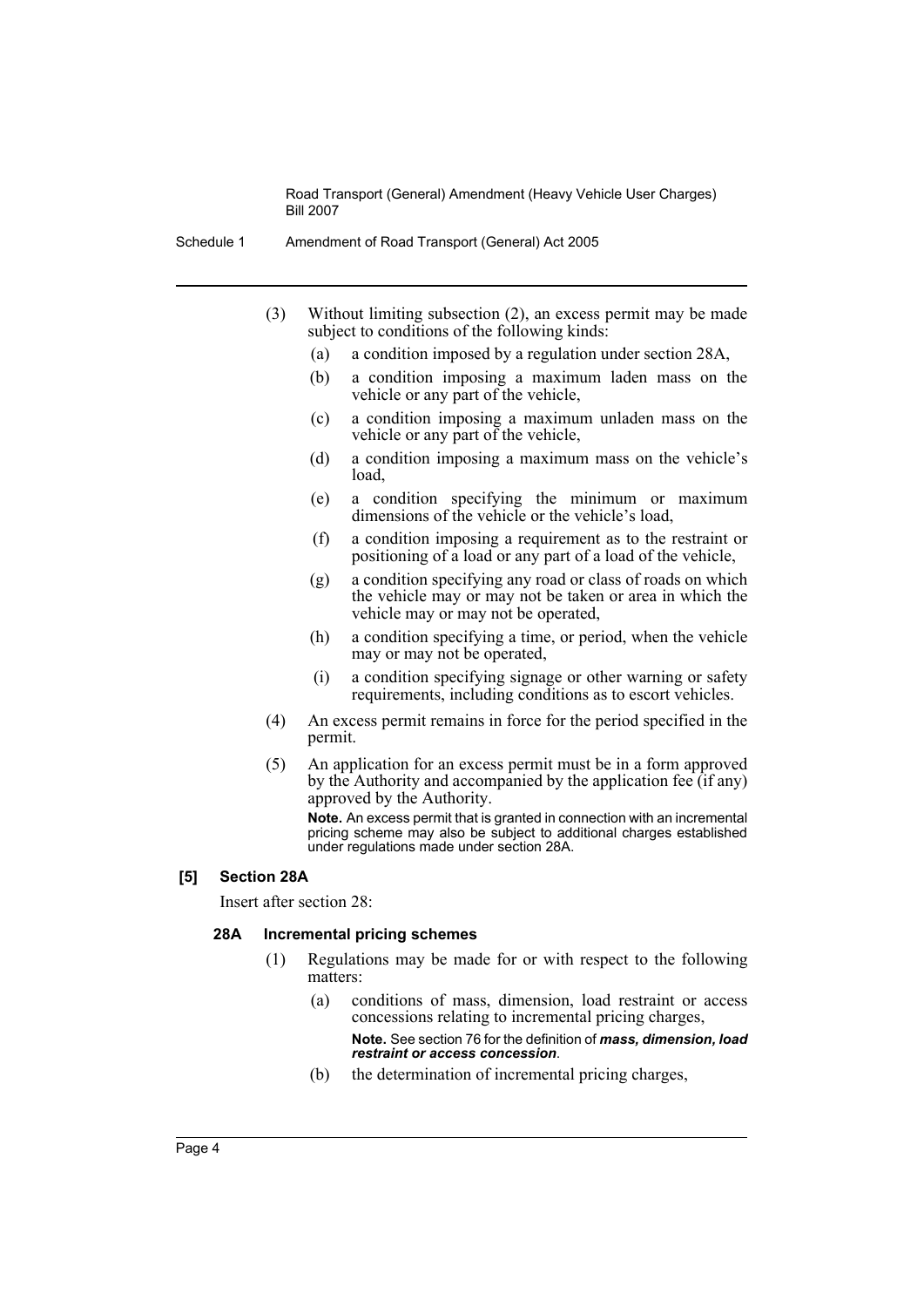(3) Without limiting subsection (2), an excess permit may be made subject to conditions of the following kinds:

(a) a condition imposed by a regulation under section 28A,

(b) a condition imposing a maximum laden mass on the vehicle or any part of the vehicle,

(c) a condition imposing a maximum unladen mass on the vehicle or any part of the vehicle,

(d) a condition imposing a maximum mass on the vehicle's load,

(e) a condition specifying the minimum or maximum dimensions of the vehicle or the vehicle's load,

(f) a condition imposing a requirement as to the restraint or positioning of a load or any part of a load of the vehicle,

(g) a condition specifying any road or class of roads on which the vehicle may or may not be taken or area in which the vehicle may or may not be operated,

(h) a condition specifying a time, or period, when the vehicle may or may not be operated,

(i) a condition specifying signage or other warning or safety requirements, including conditions as to escort vehicles.

(4) An excess permit remains in force for the period specified in the permit.

(5) An application for an excess permit must be in a form approved by the Authority and accompanied by the application fee (if any) approved by the Authority.

**Note.** An excess permit that is granted in connection with an incremental pricing scheme may also be subject to additional charges established under regulations made under section 28A.

### [5] Section 28A

Insert after section 28:

#### 28A Incremental pricing schemes

(1) Regulations may be made for or with respect to the following matters:

(a) conditions of mass, dimension, load restraint or access concessions relating to incremental pricing charges,

**Note.** See section 76 for the definition of ***mass, dimension, load restraint or access concession***.

(b) the determination of incremental pricing charges,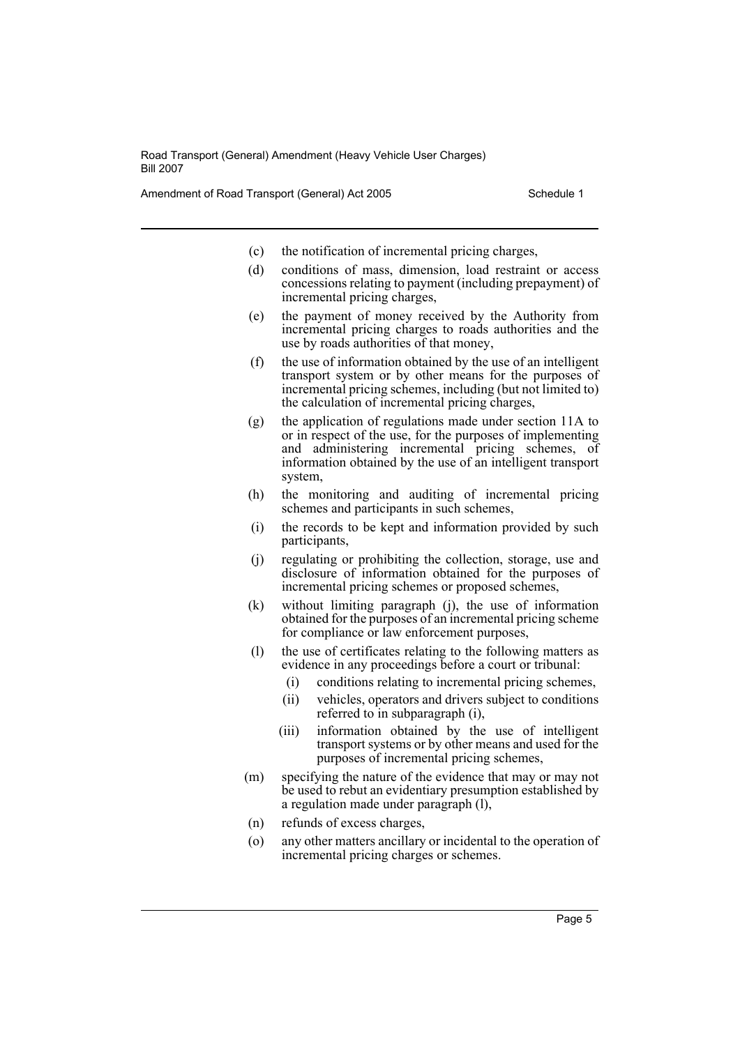(c) the notification of incremental pricing charges,

(d) conditions of mass, dimension, load restraint or access concessions relating to payment (including prepayment) of incremental pricing charges,

(e) the payment of money received by the Authority from incremental pricing charges to roads authorities and the use by roads authorities of that money,

(f) the use of information obtained by the use of an intelligent transport system or by other means for the purposes of incremental pricing schemes, including (but not limited to) the calculation of incremental pricing charges,

(g) the application of regulations made under section 11A to or in respect of the use, for the purposes of implementing and administering incremental pricing schemes, of information obtained by the use of an intelligent transport system,

(h) the monitoring and auditing of incremental pricing schemes and participants in such schemes,

(i) the records to be kept and information provided by such participants,

(j) regulating or prohibiting the collection, storage, use and disclosure of information obtained for the purposes of incremental pricing schemes or proposed schemes,

(k) without limiting paragraph (j), the use of information obtained for the purposes of an incremental pricing scheme for compliance or law enforcement purposes,

(l) the use of certificates relating to the following matters as evidence in any proceedings before a court or tribunal:

   (i) conditions relating to incremental pricing schemes,

   (ii) vehicles, operators and drivers subject to conditions referred to in subparagraph (i),

   (iii) information obtained by the use of intelligent transport systems or by other means and used for the purposes of incremental pricing schemes,

(m) specifying the nature of the evidence that may or may not be used to rebut an evidentiary presumption established by a regulation made under paragraph (l),

(n) refunds of excess charges,

(o) any other matters ancillary or incidental to the operation of incremental pricing charges or schemes.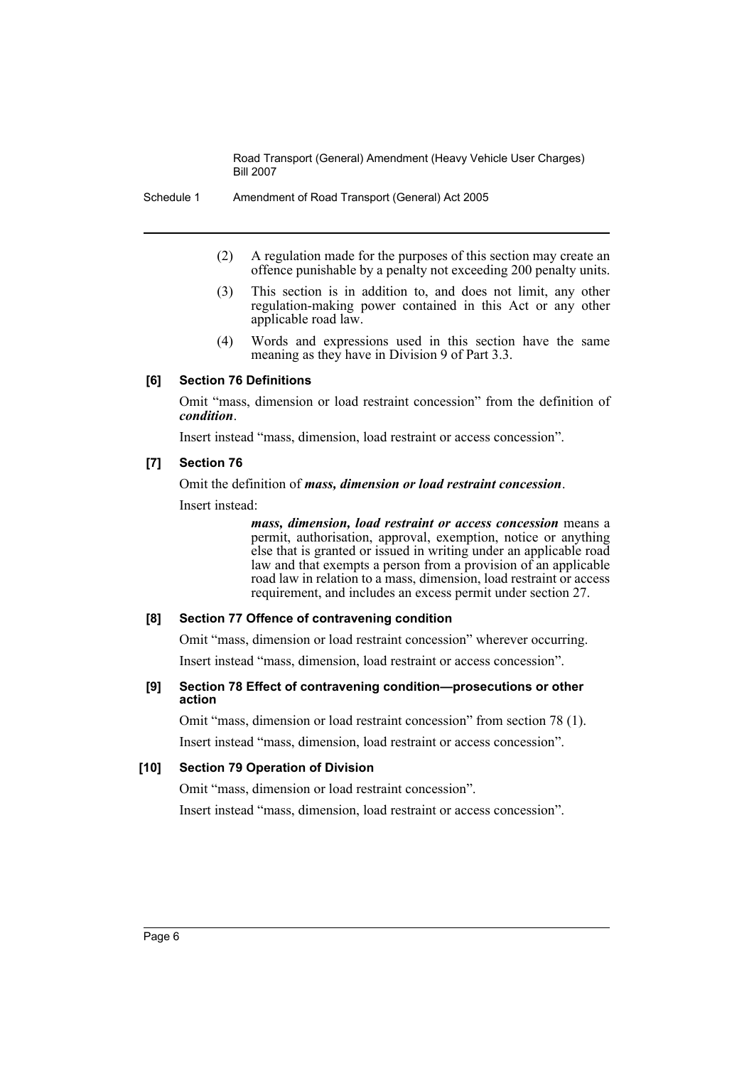(2) A regulation made for the purposes of this section may create an offence punishable by a penalty not exceeding 200 penalty units.

(3) This section is in addition to, and does not limit, any other regulation-making power contained in this Act or any other applicable road law.

(4) Words and expressions used in this section have the same meaning as they have in Division 9 of Part 3.3.

**[6] Section 76 Definitions**

Omit "mass, dimension or load restraint concession" from the definition of ***condition***.

Insert instead "mass, dimension, load restraint or access concession".

**[7] Section 76**

Omit the definition of ***mass, dimension or load restraint concession***.

Insert instead:

> ***mass, dimension, load restraint or access concession*** means a permit, authorisation, approval, exemption, notice or anything else that is granted or issued in writing under an applicable road law and that exempts a person from a provision of an applicable road law in relation to a mass, dimension, load restraint or access requirement, and includes an excess permit under section 27.

**[8] Section 77 Offence of contravening condition**

Omit "mass, dimension or load restraint concession" wherever occurring.

Insert instead "mass, dimension, load restraint or access concession".

**[9] Section 78 Effect of contravening condition—prosecutions or other action**

Omit "mass, dimension or load restraint concession" from section 78 (1).

Insert instead "mass, dimension, load restraint or access concession".

**[10] Section 79 Operation of Division**

Omit "mass, dimension or load restraint concession".

Insert instead "mass, dimension, load restraint or access concession".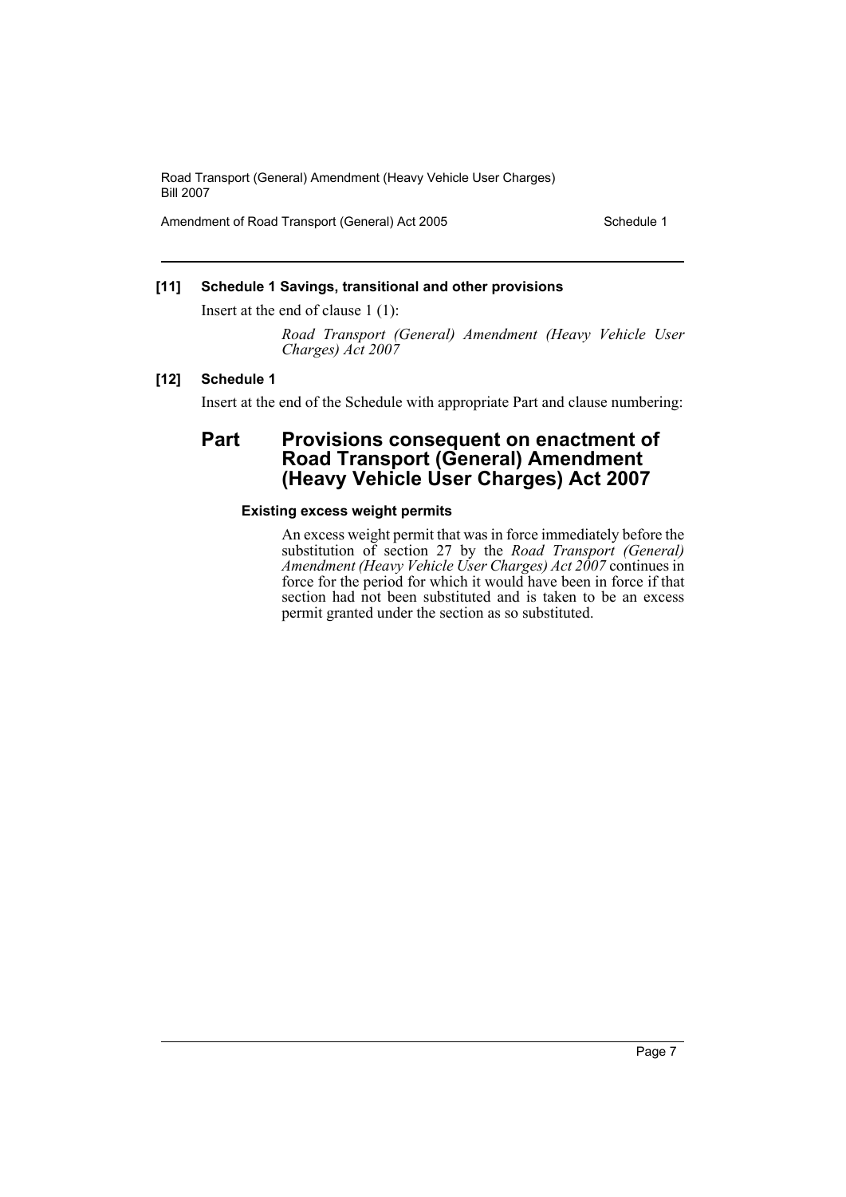**[11] Schedule 1 Savings, transitional and other provisions**

Insert at the end of clause 1 (1):

> *Road Transport (General) Amendment (Heavy Vehicle User Charges) Act 2007*

**[12] Schedule 1**

Insert at the end of the Schedule with appropriate Part and clause numbering:

## Part Provisions consequent on enactment of Road Transport (General) Amendment (Heavy Vehicle User Charges) Act 2007

### Existing excess weight permits

An excess weight permit that was in force immediately before the substitution of section 27 by the *Road Transport (General) Amendment (Heavy Vehicle User Charges) Act 2007* continues in force for the period for which it would have been in force if that section had not been substituted and is taken to be an excess permit granted under the section as so substituted.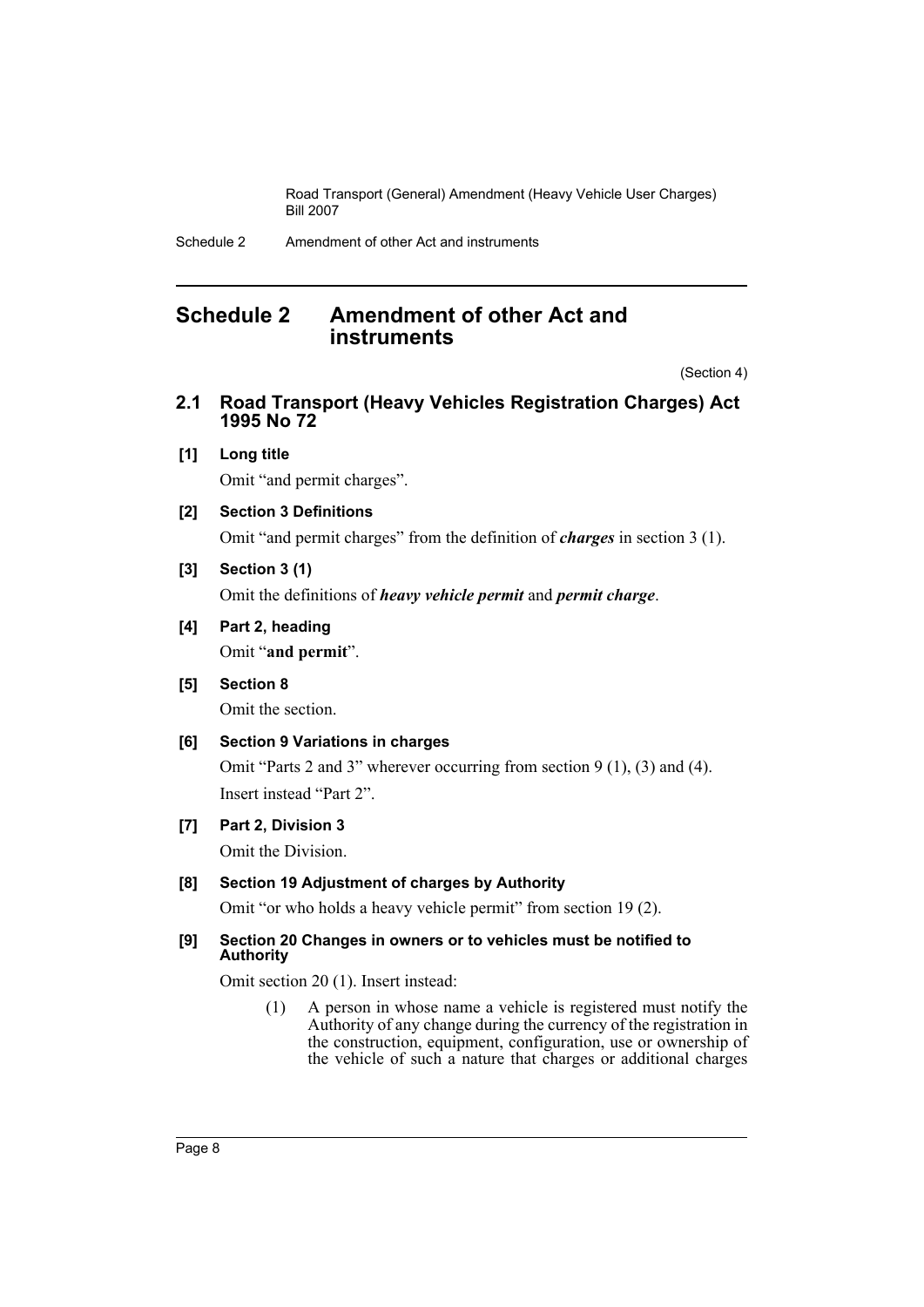## Schedule 2 Amendment of other Act and instruments

(Section 4)

### 2.1 Road Transport (Heavy Vehicles Registration Charges) Act 1995 No 72

**[1] Long title**

Omit "and permit charges".

**[2] Section 3 Definitions**

Omit "and permit charges" from the definition of ***charges*** in section 3 (1).

**[3] Section 3 (1)**

Omit the definitions of ***heavy vehicle permit*** and ***permit charge***.

**[4] Part 2, heading**

Omit "**and permit**".

**[5] Section 8**

Omit the section.

**[6] Section 9 Variations in charges**

Omit "Parts 2 and 3" wherever occurring from section 9 (1), (3) and (4).

Insert instead "Part 2".

**[7] Part 2, Division 3**

Omit the Division.

**[8] Section 19 Adjustment of charges by Authority**

Omit "or who holds a heavy vehicle permit" from section 19 (2).

**[9] Section 20 Changes in owners or to vehicles must be notified to Authority**

Omit section 20 (1). Insert instead:

> (1) A person in whose name a vehicle is registered must notify the Authority of any change during the currency of the registration in the construction, equipment, configuration, use or ownership of the vehicle of such a nature that charges or additional charges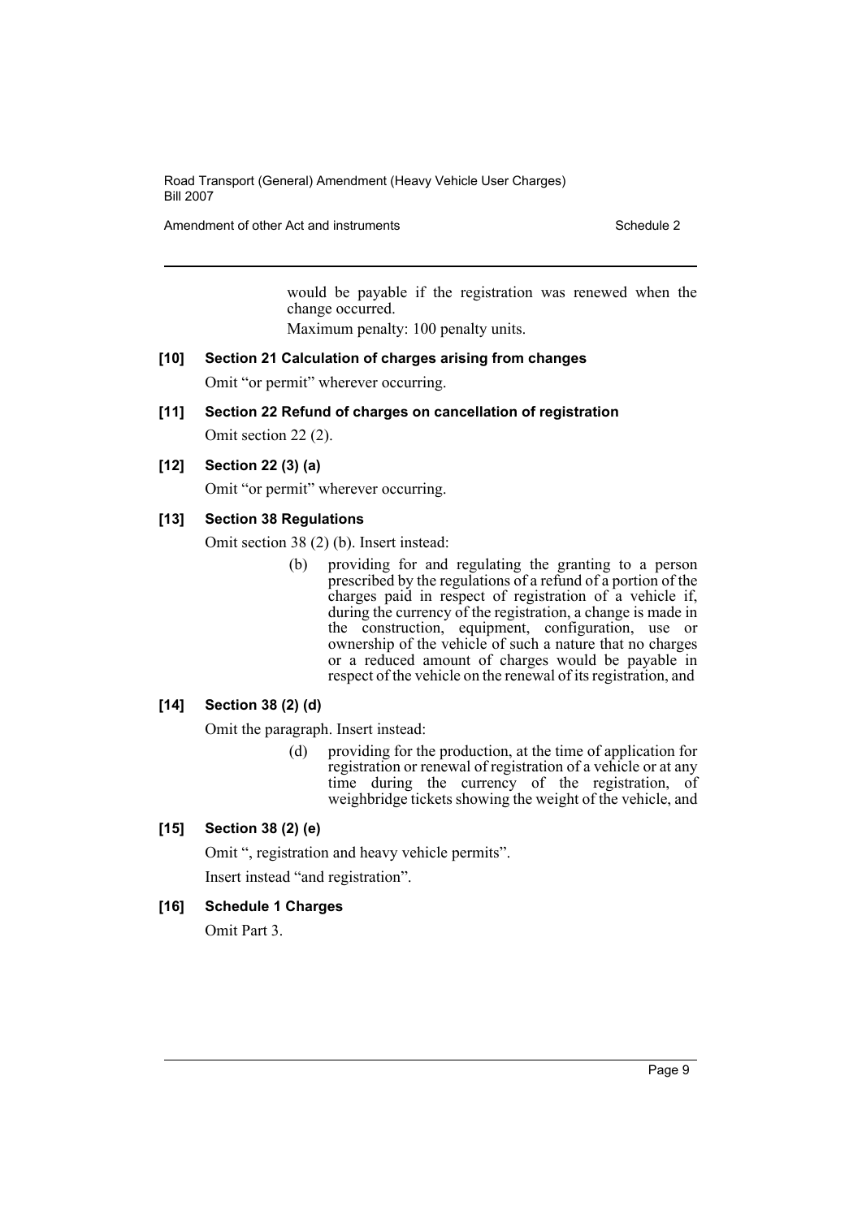would be payable if the registration was renewed when the change occurred.

Maximum penalty: 100 penalty units.

**[10] Section 21 Calculation of charges arising from changes**

Omit "or permit" wherever occurring.

**[11] Section 22 Refund of charges on cancellation of registration**

Omit section 22 (2).

**[12] Section 22 (3) (a)**

Omit "or permit" wherever occurring.

**[13] Section 38 Regulations**

Omit section 38 (2) (b). Insert instead:

> (b) providing for and regulating the granting to a person prescribed by the regulations of a refund of a portion of the charges paid in respect of registration of a vehicle if, during the currency of the registration, a change is made in the construction, equipment, configuration, use or ownership of the vehicle of such a nature that no charges or a reduced amount of charges would be payable in respect of the vehicle on the renewal of its registration, and

**[14] Section 38 (2) (d)**

Omit the paragraph. Insert instead:

> (d) providing for the production, at the time of application for registration or renewal of registration of a vehicle or at any time during the currency of the registration, of weighbridge tickets showing the weight of the vehicle, and

**[15] Section 38 (2) (e)**

Omit ", registration and heavy vehicle permits".

Insert instead "and registration".

**[16] Schedule 1 Charges**

Omit Part 3.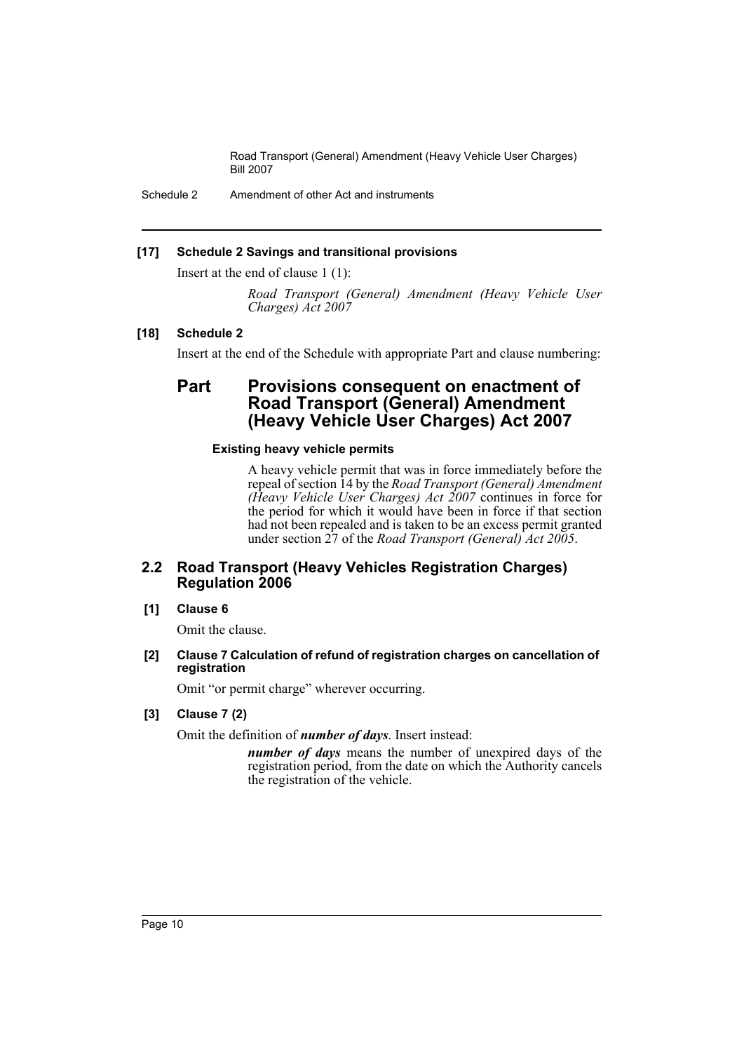**[17] Schedule 2 Savings and transitional provisions**

Insert at the end of clause 1 (1):

> *Road Transport (General) Amendment (Heavy Vehicle User Charges) Act 2007*

**[18] Schedule 2**

Insert at the end of the Schedule with appropriate Part and clause numbering:

## Part Provisions consequent on enactment of Road Transport (General) Amendment (Heavy Vehicle User Charges) Act 2007

#### Existing heavy vehicle permits

A heavy vehicle permit that was in force immediately before the repeal of section 14 by the *Road Transport (General) Amendment (Heavy Vehicle User Charges) Act 2007* continues in force for the period for which it would have been in force if that section had not been repealed and is taken to be an excess permit granted under section 27 of the *Road Transport (General) Act 2005*.

## 2.2 Road Transport (Heavy Vehicles Registration Charges) Regulation 2006

**[1] Clause 6**

Omit the clause.

**[2] Clause 7 Calculation of refund of registration charges on cancellation of registration**

Omit "or permit charge" wherever occurring.

**[3] Clause 7 (2)**

Omit the definition of ***number of days***. Insert instead:

> ***number of days*** means the number of unexpired days of the registration period, from the date on which the Authority cancels the registration of the vehicle.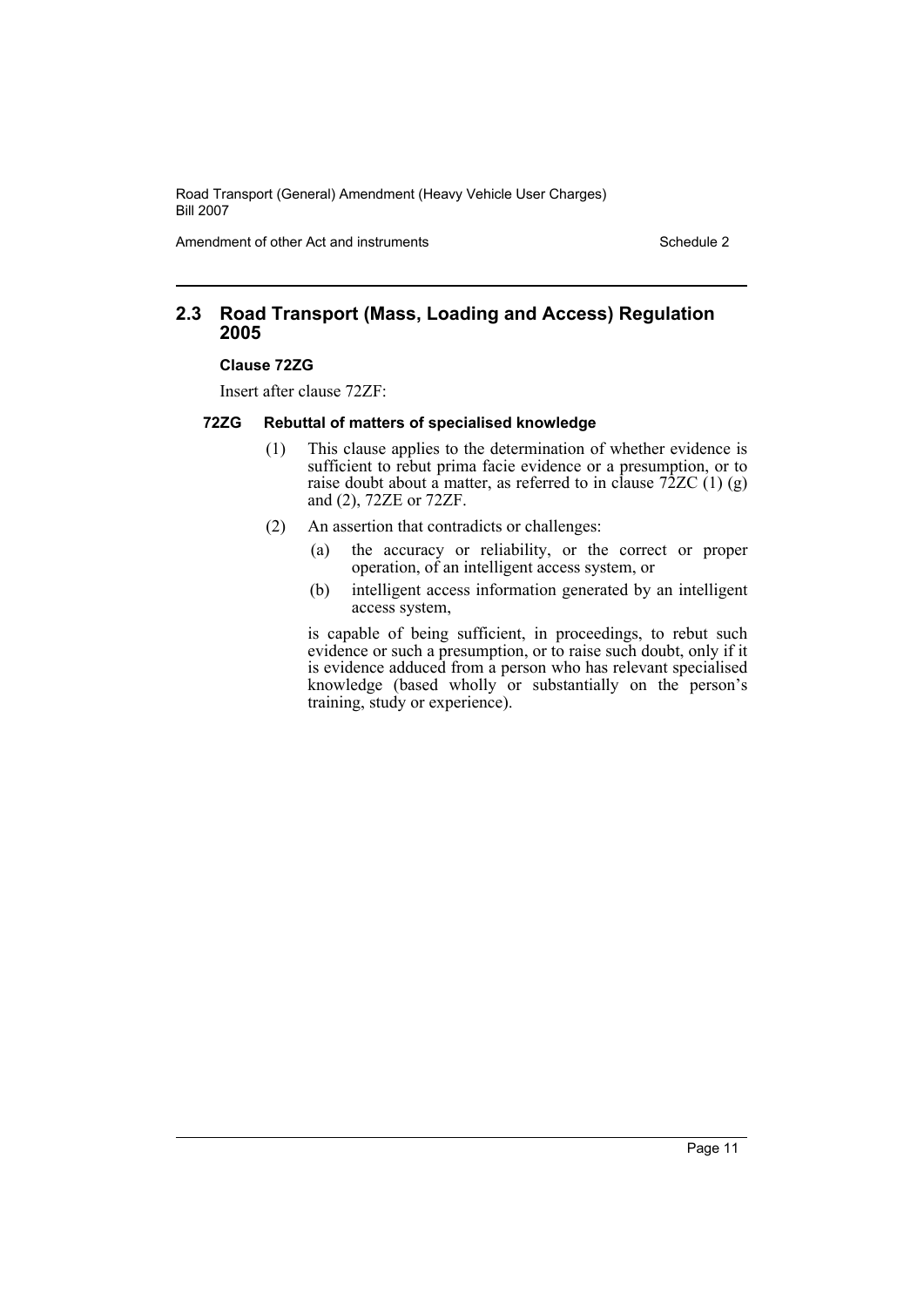## 2.3 Road Transport (Mass, Loading and Access) Regulation 2005

**Clause 72ZG**

Insert after clause 72ZF:

**72ZG Rebuttal of matters of specialised knowledge**

(1) This clause applies to the determination of whether evidence is sufficient to rebut prima facie evidence or a presumption, or to raise doubt about a matter, as referred to in clause 72ZC (1) (g) and (2), 72ZE or 72ZF.

(2) An assertion that contradicts or challenges:

(a) the accuracy or reliability, or the correct or proper operation, of an intelligent access system, or

(b) intelligent access information generated by an intelligent access system,

is capable of being sufficient, in proceedings, to rebut such evidence or such a presumption, or to raise such doubt, only if it is evidence adduced from a person who has relevant specialised knowledge (based wholly or substantially on the person's training, study or experience).